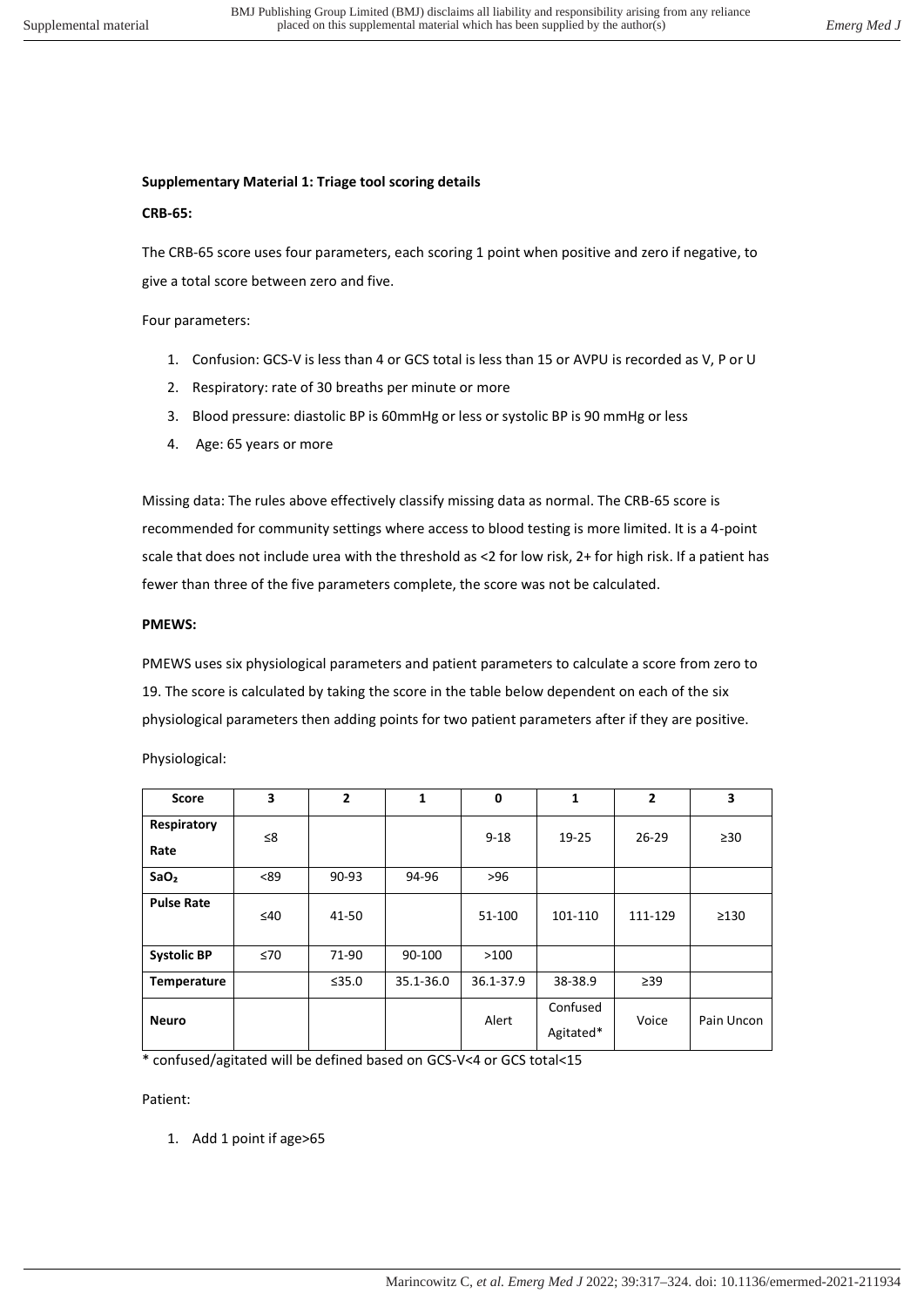**Supplementary Material 1: Triage tool scoring details**

**CRB-65:**

The CRB-65 score uses four parameters, each scoring 1 point when positive and zero if negative, to give a total score between zero and five.

Four parameters:

1. Confusion: GCS-V is less than 4 or GCS total is less than 15 or AVPU is recorded as V, P or U
2. Respiratory: rate of 30 breaths per minute or more
3. Blood pressure: diastolic BP is 60mmHg or less or systolic BP is 90 mmHg or less
4. Age: 65 years or more

Missing data: The rules above effectively classify missing data as normal. The CRB-65 score is recommended for community settings where access to blood testing is more limited. It is a 4-point scale that does not include urea with the threshold as <2 for low risk, 2+ for high risk. If a patient has fewer than three of the five parameters complete, the score was not be calculated.

**PMEWS:**

PMEWS uses six physiological parameters and patient parameters to calculate a score from zero to 19. The score is calculated by taking the score in the table below dependent on each of the six physiological parameters then adding points for two patient parameters after if they are positive.

Physiological:

| Score | 3 | 2 | 1 | 0 | 1 | 2 | 3 |
|---|---|---|---|---|---|---|---|
| **Respiratory Rate** | ≤8 | | | 9-18 | 19-25 | 26-29 | ≥30 |
| **SaO₂** | <89 | 90-93 | 94-96 | >96 | | | |
| **Pulse Rate** | ≤40 | 41-50 | | 51-100 | 101-110 | 111-129 | ≥130 |
| **Systolic BP** | ≤70 | 71-90 | 90-100 | >100 | | | |
| **Temperature** | | ≤35.0 | 35.1-36.0 | 36.1-37.9 | 38-38.9 | ≥39 | |
| **Neuro** | | | | Alert | Confused Agitated* | Voice | Pain Uncon |

\* confused/agitated will be defined based on GCS-V<4 or GCS total<15

Patient:

1. Add 1 point if age>65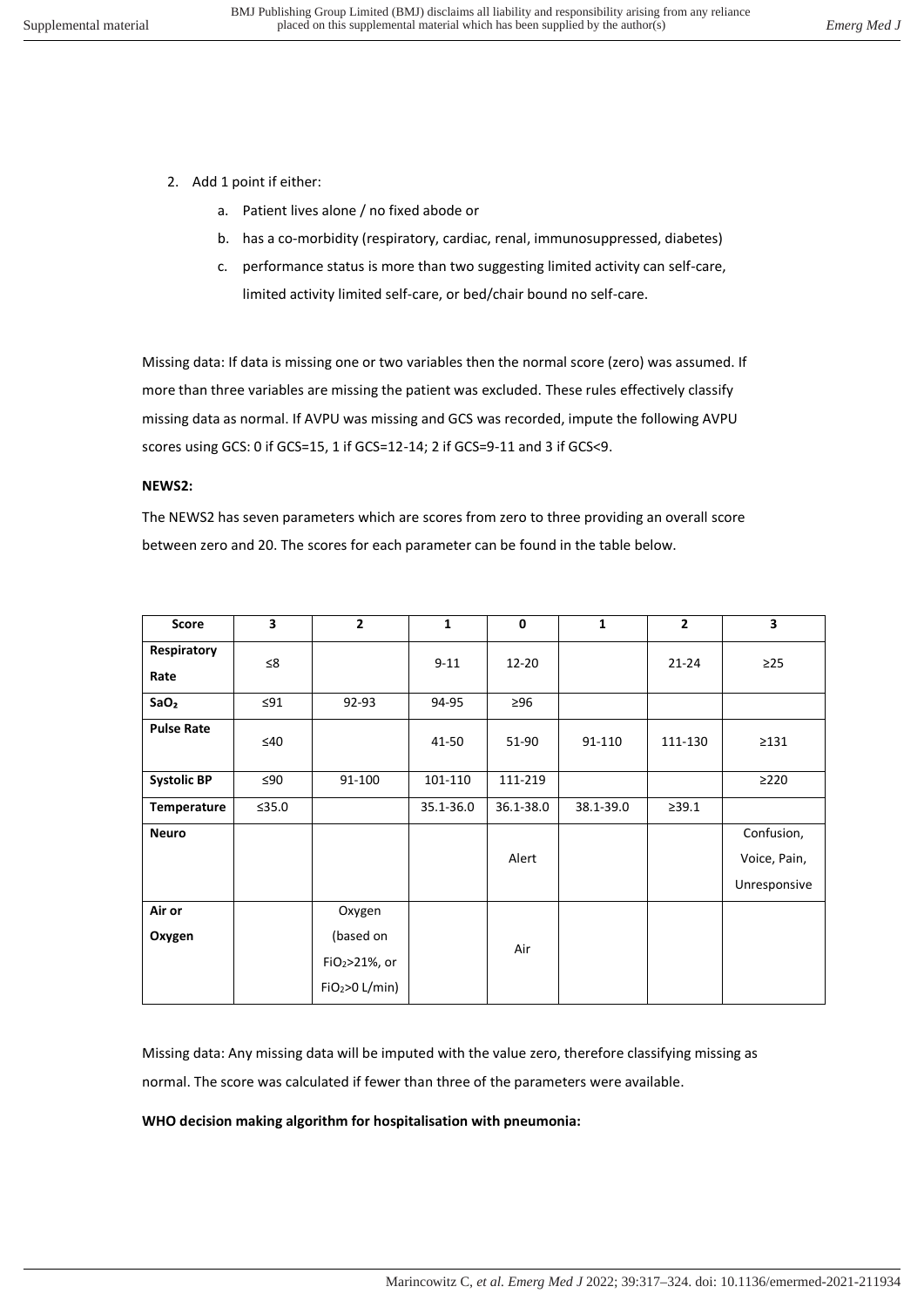2. Add 1 point if either:
    a. Patient lives alone / no fixed abode or
    b. has a co-morbidity (respiratory, cardiac, renal, immunosuppressed, diabetes)
    c. performance status is more than two suggesting limited activity can self-care, limited activity limited self-care, or bed/chair bound no self-care.

Missing data: If data is missing one or two variables then the normal score (zero) was assumed. If more than three variables are missing the patient was excluded. These rules effectively classify missing data as normal. If AVPU was missing and GCS was recorded, impute the following AVPU scores using GCS: 0 if GCS=15, 1 if GCS=12-14; 2 if GCS=9-11 and 3 if GCS<9.

**NEWS2:**

The NEWS2 has seven parameters which are scores from zero to three providing an overall score between zero and 20. The scores for each parameter can be found in the table below.

| Score | 3 | 2 | 1 | 0 | 1 | 2 | 3 |
|---|---|---|---|---|---|---|---|
| **Respiratory Rate** | ≤8 | | 9-11 | 12-20 | | 21-24 | ≥25 |
| **$SaO_2$** | ≤91 | 92-93 | 94-95 | ≥96 | | | |
| **Pulse Rate** | ≤40 | | 41-50 | 51-90 | 91-110 | 111-130 | ≥131 |
| **Systolic BP** | ≤90 | 91-100 | 101-110 | 111-219 | | | ≥220 |
| **Temperature** | ≤35.0 | | 35.1-36.0 | 36.1-38.0 | 38.1-39.0 | ≥39.1 | |
| **Neuro** | | | | Alert | | | Confusion, Voice, Pain, Unresponsive |
| **Air or Oxygen** | | Oxygen (based on $FiO_2$>21%, or $FiO_2$>0 L/min) | | Air | | | |

Missing data: Any missing data will be imputed with the value zero, therefore classifying missing as normal. The score was calculated if fewer than three of the parameters were available.

**WHO decision making algorithm for hospitalisation with pneumonia:**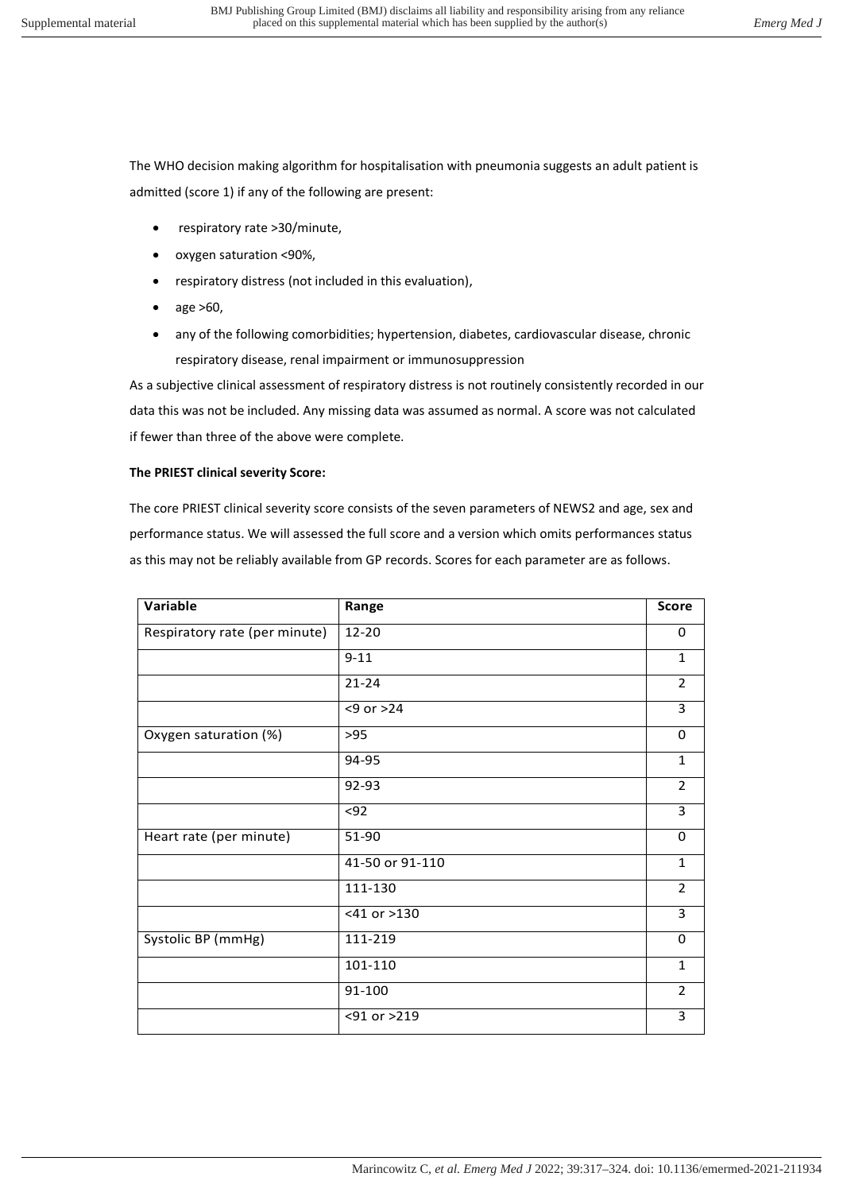The WHO decision making algorithm for hospitalisation with pneumonia suggests an adult patient is admitted (score 1) if any of the following are present:

- respiratory rate >30/minute,
- oxygen saturation <90%,
- respiratory distress (not included in this evaluation),
- age >60,
- any of the following comorbidities; hypertension, diabetes, cardiovascular disease, chronic respiratory disease, renal impairment or immunosuppression

As a subjective clinical assessment of respiratory distress is not routinely consistently recorded in our data this was not be included. Any missing data was assumed as normal. A score was not calculated if fewer than three of the above were complete.

**The PRIEST clinical severity Score:**

The core PRIEST clinical severity score consists of the seven parameters of NEWS2 and age, sex and performance status. We will assessed the full score and a version which omits performances status as this may not be reliably available from GP records. Scores for each parameter are as follows.

| Variable | Range | Score |
|---|---|---|
| Respiratory rate (per minute) | 12-20 | 0 |
| | 9-11 | 1 |
| | 21-24 | 2 |
| | <9 or >24 | 3 |
| Oxygen saturation (%) | >95 | 0 |
| | 94-95 | 1 |
| | 92-93 | 2 |
| | <92 | 3 |
| Heart rate (per minute) | 51-90 | 0 |
| | 41-50 or 91-110 | 1 |
| | 111-130 | 2 |
| | <41 or >130 | 3 |
| Systolic BP (mmHg) | 111-219 | 0 |
| | 101-110 | 1 |
| | 91-100 | 2 |
| | <91 or >219 | 3 |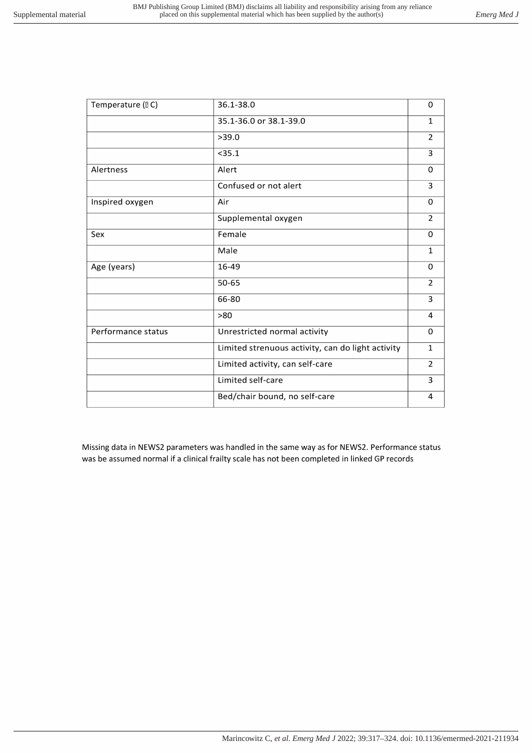| Temperature (°C) | 36.1-38.0 | 0 |
|---|---|---|
| | 35.1-36.0 or 38.1-39.0 | 1 |
| | >39.0 | 2 |
| | <35.1 | 3 |
| Alertness | Alert | 0 |
| | Confused or not alert | 3 |
| Inspired oxygen | Air | 0 |
| | Supplemental oxygen | 2 |
| Sex | Female | 0 |
| | Male | 1 |
| Age (years) | 16-49 | 0 |
| | 50-65 | 2 |
| | 66-80 | 3 |
| | >80 | 4 |
| Performance status | Unrestricted normal activity | 0 |
| | Limited strenuous activity, can do light activity | 1 |
| | Limited activity, can self-care | 2 |
| | Limited self-care | 3 |
| | Bed/chair bound, no self-care | 4 |

Missing data in NEWS2 parameters was handled in the same way as for NEWS2. Performance status was be assumed normal if a clinical frailty scale has not been completed in linked GP records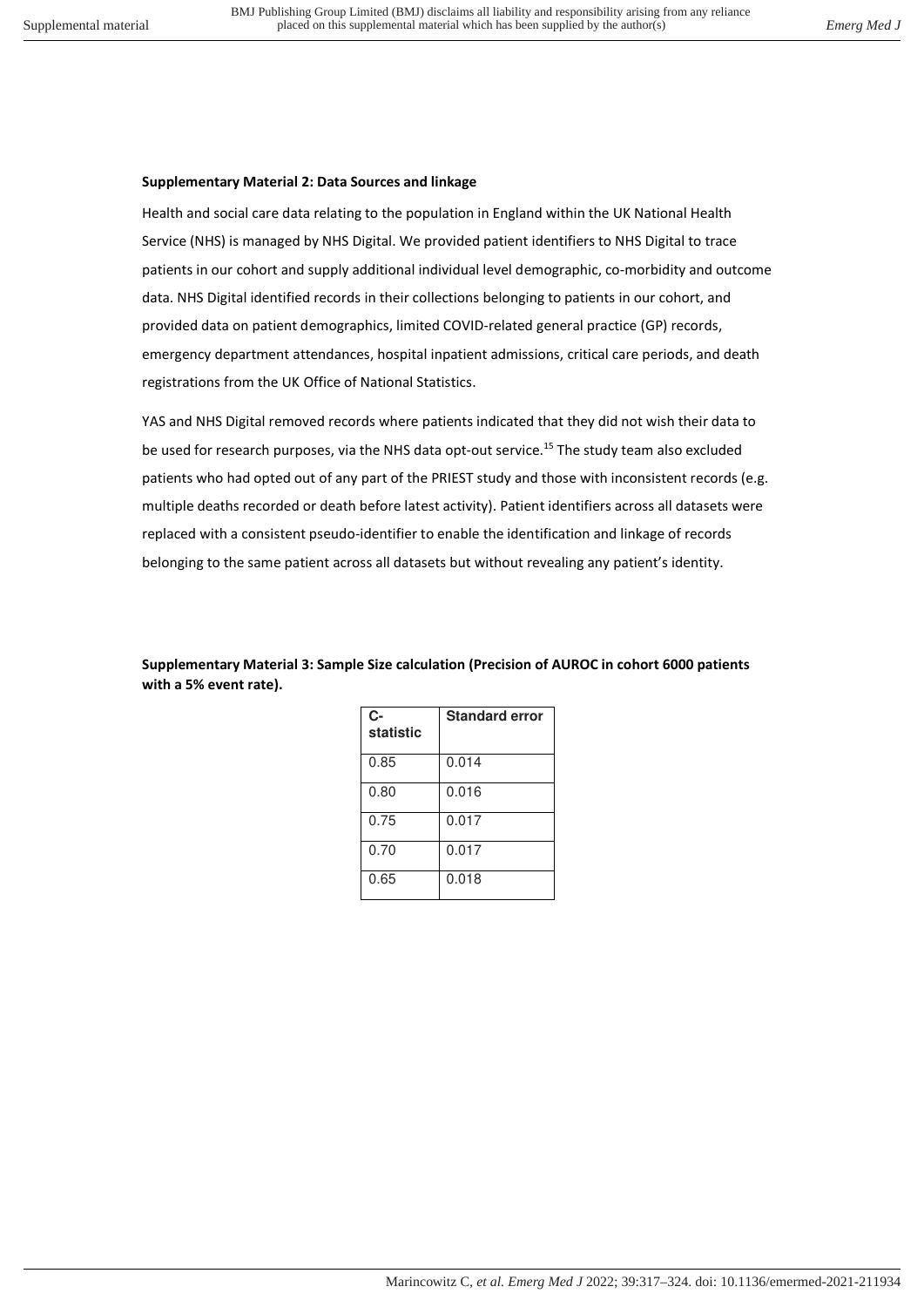**Supplementary Material 2: Data Sources and linkage**

Health and social care data relating to the population in England within the UK National Health Service (NHS) is managed by NHS Digital. We provided patient identifiers to NHS Digital to trace patients in our cohort and supply additional individual level demographic, co-morbidity and outcome data. NHS Digital identified records in their collections belonging to patients in our cohort, and provided data on patient demographics, limited COVID-related general practice (GP) records, emergency department attendances, hospital inpatient admissions, critical care periods, and death registrations from the UK Office of National Statistics.

YAS and NHS Digital removed records where patients indicated that they did not wish their data to be used for research purposes, via the NHS data opt-out service.[15] The study team also excluded patients who had opted out of any part of the PRIEST study and those with inconsistent records (e.g. multiple deaths recorded or death before latest activity). Patient identifiers across all datasets were replaced with a consistent pseudo-identifier to enable the identification and linkage of records belonging to the same patient across all datasets but without revealing any patient's identity.

**Supplementary Material 3: Sample Size calculation (Precision of AUROC in cohort 6000 patients with a 5% event rate).**

| C-statistic | Standard error |
| --- | --- |
| 0.85 | 0.014 |
| 0.80 | 0.016 |
| 0.75 | 0.017 |
| 0.70 | 0.017 |
| 0.65 | 0.018 |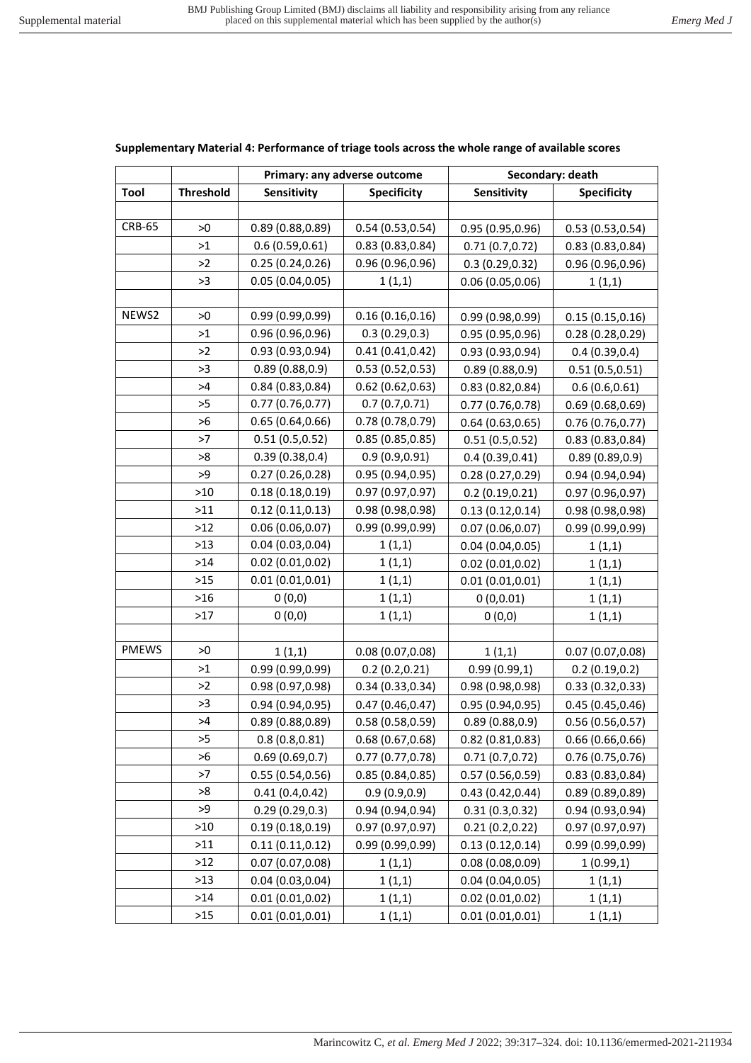**Supplementary Material 4: Performance of triage tools across the whole range of available scores**

| | | Primary: any adverse outcome | | Secondary: death | |
|---|---|---|---|---|---|
| Tool | Threshold | Sensitivity | Specificity | Sensitivity | Specificity |
| | | | | | |
| CRB-65 | >0 | 0.89 (0.88,0.89) | 0.54 (0.53,0.54) | 0.95 (0.95,0.96) | 0.53 (0.53,0.54) |
| | >1 | 0.6 (0.59,0.61) | 0.83 (0.83,0.84) | 0.71 (0.7,0.72) | 0.83 (0.83,0.84) |
| | >2 | 0.25 (0.24,0.26) | 0.96 (0.96,0.96) | 0.3 (0.29,0.32) | 0.96 (0.96,0.96) |
| | >3 | 0.05 (0.04,0.05) | 1 (1,1) | 0.06 (0.05,0.06) | 1 (1,1) |
| | | | | | |
| NEWS2 | >0 | 0.99 (0.99,0.99) | 0.16 (0.16,0.16) | 0.99 (0.98,0.99) | 0.15 (0.15,0.16) |
| | >1 | 0.96 (0.96,0.96) | 0.3 (0.29,0.3) | 0.95 (0.95,0.96) | 0.28 (0.28,0.29) |
| | >2 | 0.93 (0.93,0.94) | 0.41 (0.41,0.42) | 0.93 (0.93,0.94) | 0.4 (0.39,0.4) |
| | >3 | 0.89 (0.88,0.9) | 0.53 (0.52,0.53) | 0.89 (0.88,0.9) | 0.51 (0.5,0.51) |
| | >4 | 0.84 (0.83,0.84) | 0.62 (0.62,0.63) | 0.83 (0.82,0.84) | 0.6 (0.6,0.61) |
| | >5 | 0.77 (0.76,0.77) | 0.7 (0.7,0.71) | 0.77 (0.76,0.78) | 0.69 (0.68,0.69) |
| | >6 | 0.65 (0.64,0.66) | 0.78 (0.78,0.79) | 0.64 (0.63,0.65) | 0.76 (0.76,0.77) |
| | >7 | 0.51 (0.5,0.52) | 0.85 (0.85,0.85) | 0.51 (0.5,0.52) | 0.83 (0.83,0.84) |
| | >8 | 0.39 (0.38,0.4) | 0.9 (0.9,0.91) | 0.4 (0.39,0.41) | 0.89 (0.89,0.9) |
| | >9 | 0.27 (0.26,0.28) | 0.95 (0.94,0.95) | 0.28 (0.27,0.29) | 0.94 (0.94,0.94) |
| | >10 | 0.18 (0.18,0.19) | 0.97 (0.97,0.97) | 0.2 (0.19,0.21) | 0.97 (0.96,0.97) |
| | >11 | 0.12 (0.11,0.13) | 0.98 (0.98,0.98) | 0.13 (0.12,0.14) | 0.98 (0.98,0.98) |
| | >12 | 0.06 (0.06,0.07) | 0.99 (0.99,0.99) | 0.07 (0.06,0.07) | 0.99 (0.99,0.99) |
| | >13 | 0.04 (0.03,0.04) | 1 (1,1) | 0.04 (0.04,0.05) | 1 (1,1) |
| | >14 | 0.02 (0.01,0.02) | 1 (1,1) | 0.02 (0.01,0.02) | 1 (1,1) |
| | >15 | 0.01 (0.01,0.01) | 1 (1,1) | 0.01 (0.01,0.01) | 1 (1,1) |
| | >16 | 0 (0,0) | 1 (1,1) | 0 (0,0.01) | 1 (1,1) |
| | >17 | 0 (0,0) | 1 (1,1) | 0 (0,0) | 1 (1,1) |
| | | | | | |
| PMEWS | >0 | 1 (1,1) | 0.08 (0.07,0.08) | 1 (1,1) | 0.07 (0.07,0.08) |
| | >1 | 0.99 (0.99,0.99) | 0.2 (0.2,0.21) | 0.99 (0.99,1) | 0.2 (0.19,0.2) |
| | >2 | 0.98 (0.97,0.98) | 0.34 (0.33,0.34) | 0.98 (0.98,0.98) | 0.33 (0.32,0.33) |
| | >3 | 0.94 (0.94,0.95) | 0.47 (0.46,0.47) | 0.95 (0.94,0.95) | 0.45 (0.45,0.46) |
| | >4 | 0.89 (0.88,0.89) | 0.58 (0.58,0.59) | 0.89 (0.88,0.9) | 0.56 (0.56,0.57) |
| | >5 | 0.8 (0.8,0.81) | 0.68 (0.67,0.68) | 0.82 (0.81,0.83) | 0.66 (0.66,0.66) |
| | >6 | 0.69 (0.69,0.7) | 0.77 (0.77,0.78) | 0.71 (0.7,0.72) | 0.76 (0.75,0.76) |
| | >7 | 0.55 (0.54,0.56) | 0.85 (0.84,0.85) | 0.57 (0.56,0.59) | 0.83 (0.83,0.84) |
| | >8 | 0.41 (0.4,0.42) | 0.9 (0.9,0.9) | 0.43 (0.42,0.44) | 0.89 (0.89,0.89) |
| | >9 | 0.29 (0.29,0.3) | 0.94 (0.94,0.94) | 0.31 (0.3,0.32) | 0.94 (0.93,0.94) |
| | >10 | 0.19 (0.18,0.19) | 0.97 (0.97,0.97) | 0.21 (0.2,0.22) | 0.97 (0.97,0.97) |
| | >11 | 0.11 (0.11,0.12) | 0.99 (0.99,0.99) | 0.13 (0.12,0.14) | 0.99 (0.99,0.99) |
| | >12 | 0.07 (0.07,0.08) | 1 (1,1) | 0.08 (0.08,0.09) | 1 (0.99,1) |
| | >13 | 0.04 (0.03,0.04) | 1 (1,1) | 0.04 (0.04,0.05) | 1 (1,1) |
| | >14 | 0.01 (0.01,0.02) | 1 (1,1) | 0.02 (0.01,0.02) | 1 (1,1) |
| | >15 | 0.01 (0.01,0.01) | 1 (1,1) | 0.01 (0.01,0.01) | 1 (1,1) |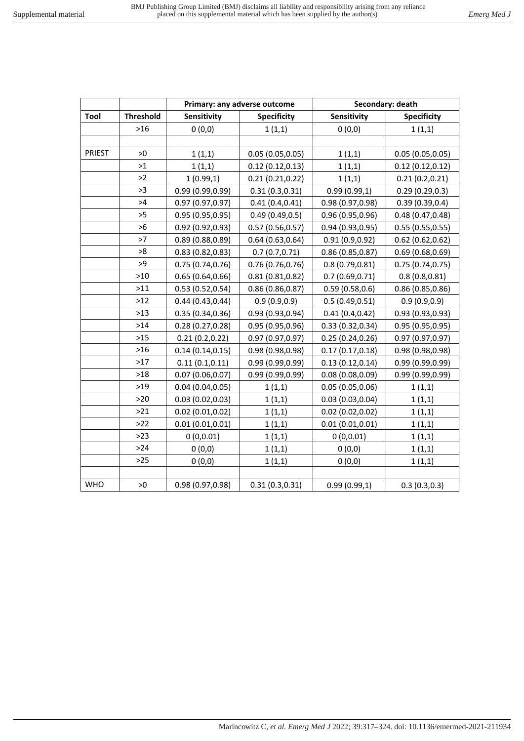| | | Primary: any adverse outcome | | Secondary: death | |
|---|---|---|---|---|---|
| Tool | Threshold | Sensitivity | Specificity | Sensitivity | Specificity |
| | >16 | 0 (0,0) | 1 (1,1) | 0 (0,0) | 1 (1,1) |
| | | | | | |
| PRIEST | >0 | 1 (1,1) | 0.05 (0.05,0.05) | 1 (1,1) | 0.05 (0.05,0.05) |
| | >1 | 1 (1,1) | 0.12 (0.12,0.13) | 1 (1,1) | 0.12 (0.12,0.12) |
| | >2 | 1 (0.99,1) | 0.21 (0.21,0.22) | 1 (1,1) | 0.21 (0.2,0.21) |
| | >3 | 0.99 (0.99,0.99) | 0.31 (0.3,0.31) | 0.99 (0.99,1) | 0.29 (0.29,0.3) |
| | >4 | 0.97 (0.97,0.97) | 0.41 (0.4,0.41) | 0.98 (0.97,0.98) | 0.39 (0.39,0.4) |
| | >5 | 0.95 (0.95,0.95) | 0.49 (0.49,0.5) | 0.96 (0.95,0.96) | 0.48 (0.47,0.48) |
| | >6 | 0.92 (0.92,0.93) | 0.57 (0.56,0.57) | 0.94 (0.93,0.95) | 0.55 (0.55,0.55) |
| | >7 | 0.89 (0.88,0.89) | 0.64 (0.63,0.64) | 0.91 (0.9,0.92) | 0.62 (0.62,0.62) |
| | >8 | 0.83 (0.82,0.83) | 0.7 (0.7,0.71) | 0.86 (0.85,0.87) | 0.69 (0.68,0.69) |
| | >9 | 0.75 (0.74,0.76) | 0.76 (0.76,0.76) | 0.8 (0.79,0.81) | 0.75 (0.74,0.75) |
| | >10 | 0.65 (0.64,0.66) | 0.81 (0.81,0.82) | 0.7 (0.69,0.71) | 0.8 (0.8,0.81) |
| | >11 | 0.53 (0.52,0.54) | 0.86 (0.86,0.87) | 0.59 (0.58,0.6) | 0.86 (0.85,0.86) |
| | >12 | 0.44 (0.43,0.44) | 0.9 (0.9,0.9) | 0.5 (0.49,0.51) | 0.9 (0.9,0.9) |
| | >13 | 0.35 (0.34,0.36) | 0.93 (0.93,0.94) | 0.41 (0.4,0.42) | 0.93 (0.93,0.93) |
| | >14 | 0.28 (0.27,0.28) | 0.95 (0.95,0.96) | 0.33 (0.32,0.34) | 0.95 (0.95,0.95) |
| | >15 | 0.21 (0.2,0.22) | 0.97 (0.97,0.97) | 0.25 (0.24,0.26) | 0.97 (0.97,0.97) |
| | >16 | 0.14 (0.14,0.15) | 0.98 (0.98,0.98) | 0.17 (0.17,0.18) | 0.98 (0.98,0.98) |
| | >17 | 0.11 (0.1,0.11) | 0.99 (0.99,0.99) | 0.13 (0.12,0.14) | 0.99 (0.99,0.99) |
| | >18 | 0.07 (0.06,0.07) | 0.99 (0.99,0.99) | 0.08 (0.08,0.09) | 0.99 (0.99,0.99) |
| | >19 | 0.04 (0.04,0.05) | 1 (1,1) | 0.05 (0.05,0.06) | 1 (1,1) |
| | >20 | 0.03 (0.02,0.03) | 1 (1,1) | 0.03 (0.03,0.04) | 1 (1,1) |
| | >21 | 0.02 (0.01,0.02) | 1 (1,1) | 0.02 (0.02,0.02) | 1 (1,1) |
| | >22 | 0.01 (0.01,0.01) | 1 (1,1) | 0.01 (0.01,0.01) | 1 (1,1) |
| | >23 | 0 (0,0.01) | 1 (1,1) | 0 (0,0.01) | 1 (1,1) |
| | >24 | 0 (0,0) | 1 (1,1) | 0 (0,0) | 1 (1,1) |
| | >25 | 0 (0,0) | 1 (1,1) | 0 (0,0) | 1 (1,1) |
| | | | | | |
| WHO | >0 | 0.98 (0.97,0.98) | 0.31 (0.3,0.31) | 0.99 (0.99,1) | 0.3 (0.3,0.3) |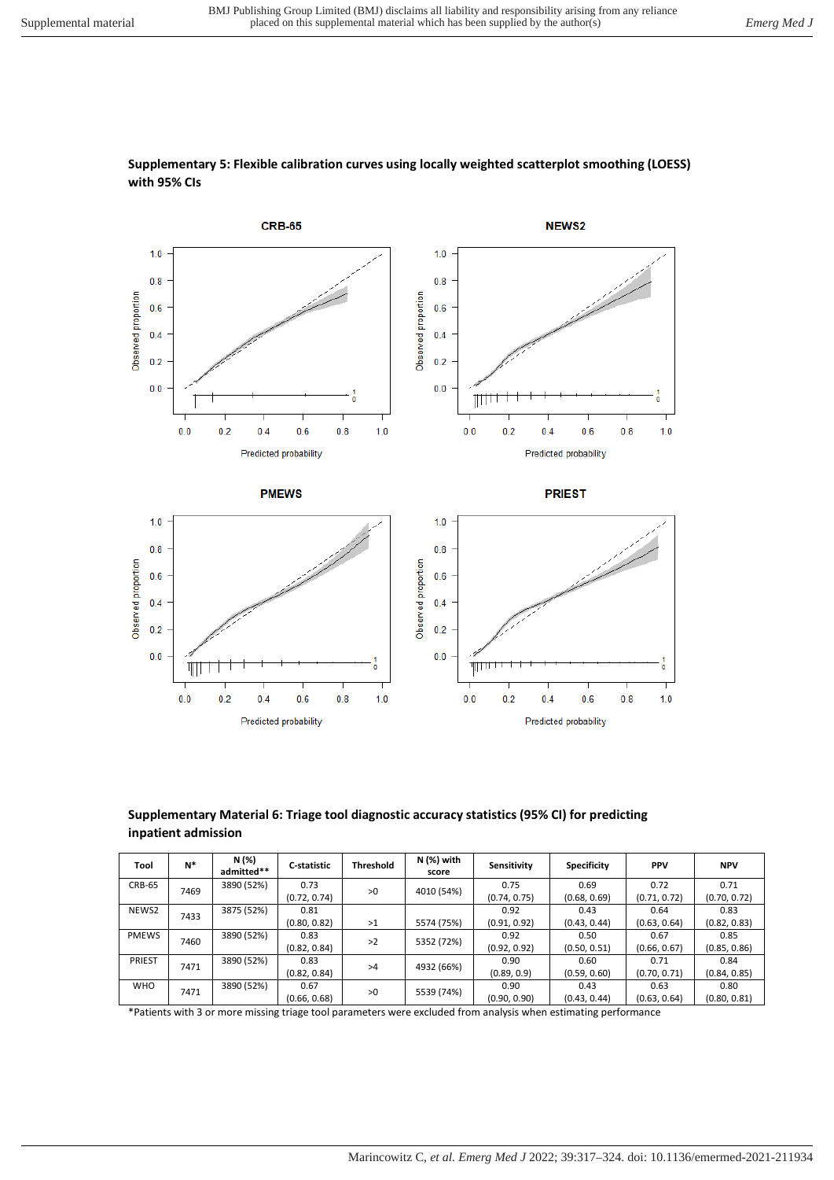**Supplementary 5: Flexible calibration curves using locally weighted scatterplot smoothing (LOESS) with 95% CIs**

**Supplementary Material 6: Triage tool diagnostic accuracy statistics (95% CI) for predicting inpatient admission**

| Tool | N* | N (%) admitted** | C-statistic | Threshold | N (%) with score | Sensitivity | Specificity | PPV | NPV |
|---|---|---|---|---|---|---|---|---|---|
| CRB-65 | 7469 | 3890 (52%) | 0.73 (0.72, 0.74) | >0 | 4010 (54%) | 0.75 (0.74, 0.75) | 0.69 (0.68, 0.69) | 0.72 (0.71, 0.72) | 0.71 (0.70, 0.72) |
| NEWS2 | 7433 | 3875 (52%) | 0.81 (0.80, 0.82) | >1 | 5574 (75%) | 0.92 (0.91, 0.92) | 0.43 (0.43, 0.44) | 0.64 (0.63, 0.64) | 0.83 (0.82, 0.83) |
| PMEWS | 7460 | 3890 (52%) | 0.83 (0.82, 0.84) | >2 | 5352 (72%) | 0.92 (0.92, 0.92) | 0.50 (0.50, 0.51) | 0.67 (0.66, 0.67) | 0.85 (0.85, 0.86) |
| PRIEST | 7471 | 3890 (52%) | 0.83 (0.82, 0.84) | >4 | 4932 (66%) | 0.90 (0.89, 0.9) | 0.60 (0.59, 0.60) | 0.71 (0.70, 0.71) | 0.84 (0.84, 0.85) |
| WHO | 7471 | 3890 (52%) | 0.67 (0.66, 0.68) | >0 | 5539 (74%) | 0.90 (0.90, 0.90) | 0.43 (0.43, 0.44) | 0.63 (0.63, 0.64) | 0.80 (0.80, 0.81) |

*Patients with 3 or more missing triage tool parameters were excluded from analysis when estimating performance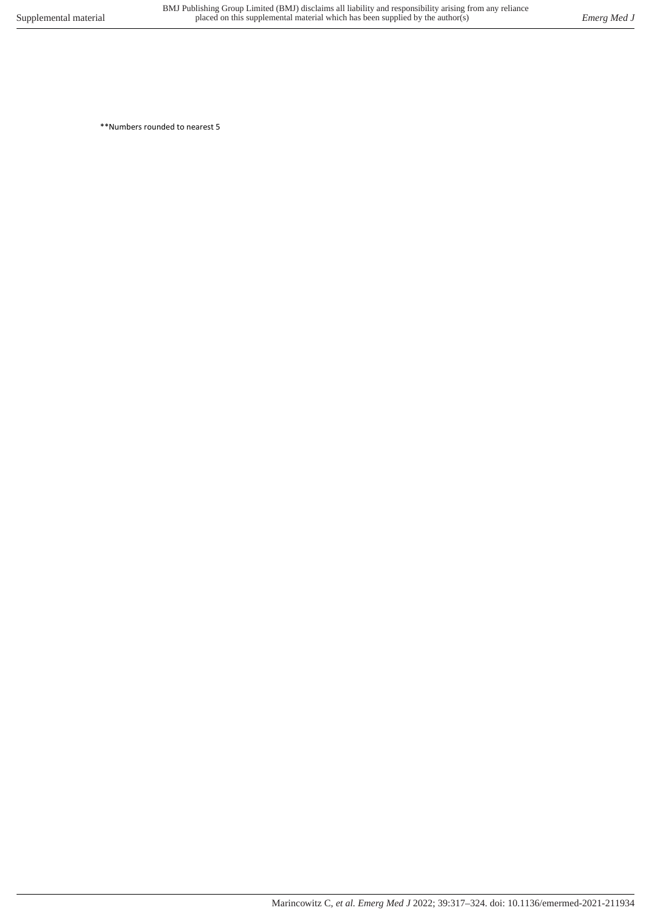**Numbers rounded to nearest 5